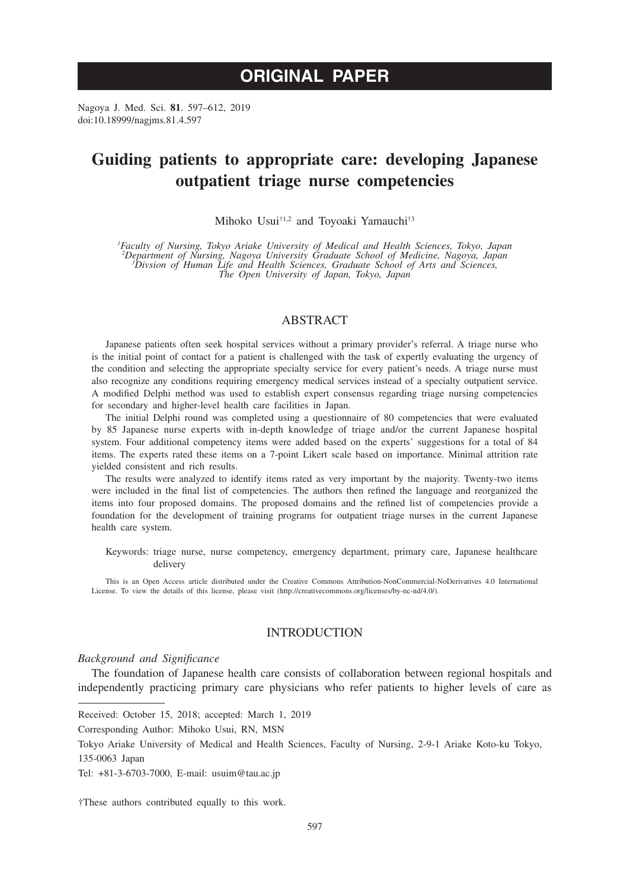# ORIGINAL PAPER

Nagoya J. Med. Sci. **81**. 597–612, 2019
doi:10.18999/nagjms.81.4.597

# Guiding patients to appropriate care: developing Japanese outpatient triage nurse competencies

Mihoko Usui[†1,2] and Toyoaki Yamauchi[†3]

[1]*Faculty of Nursing, Tokyo Ariake University of Medical and Health Sciences, Tokyo, Japan*
[2]*Department of Nursing, Nagoya University Graduate School of Medicine, Nagoya, Japan*
[3]*Divsion of Human Life and Health Sciences, Graduate School of Arts and Sciences, The Open University of Japan, Tokyo, Japan*

## ABSTRACT

Japanese patients often seek hospital services without a primary provider's referral. A triage nurse who is the initial point of contact for a patient is challenged with the task of expertly evaluating the urgency of the condition and selecting the appropriate specialty service for every patient's needs. A triage nurse must also recognize any conditions requiring emergency medical services instead of a specialty outpatient service. A modified Delphi method was used to establish expert consensus regarding triage nursing competencies for secondary and higher-level health care facilities in Japan.

The initial Delphi round was completed using a questionnaire of 80 competencies that were evaluated by 85 Japanese nurse experts with in-depth knowledge of triage and/or the current Japanese hospital system. Four additional competency items were added based on the experts' suggestions for a total of 84 items. The experts rated these items on a 7-point Likert scale based on importance. Minimal attrition rate yielded consistent and rich results.

The results were analyzed to identify items rated as very important by the majority. Twenty-two items were included in the final list of competencies. The authors then refined the language and reorganized the items into four proposed domains. The proposed domains and the refined list of competencies provide a foundation for the development of training programs for outpatient triage nurses in the current Japanese health care system.

Keywords: triage nurse, nurse competency, emergency department, primary care, Japanese healthcare delivery

This is an Open Access article distributed under the Creative Commons Attribution-NonCommercial-NoDerivatives 4.0 International License. To view the details of this license, please visit (http://creativecommons.org/licenses/by-nc-nd/4.0/).

## INTRODUCTION

### *Background and Significance*

The foundation of Japanese health care consists of collaboration between regional hospitals and independently practicing primary care physicians who refer patients to higher levels of care as

---

Received: October 15, 2018; accepted: March 1, 2019

Corresponding Author: Mihoko Usui, RN, MSN

Tokyo Ariake University of Medical and Health Sciences, Faculty of Nursing, 2-9-1 Ariake Koto-ku Tokyo, 135-0063 Japan

Tel: +81-3-6703-7000, E-mail: usuim@tau.ac.jp

†These authors contributed equally to this work.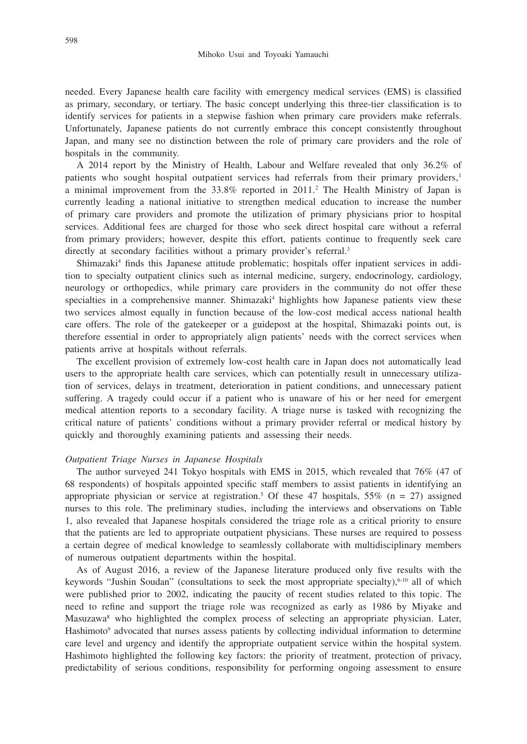needed. Every Japanese health care facility with emergency medical services (EMS) is classified as primary, secondary, or tertiary. The basic concept underlying this three-tier classification is to identify services for patients in a stepwise fashion when primary care providers make referrals. Unfortunately, Japanese patients do not currently embrace this concept consistently throughout Japan, and many see no distinction between the role of primary care providers and the role of hospitals in the community.

A 2014 report by the Ministry of Health, Labour and Welfare revealed that only 36.2% of patients who sought hospital outpatient services had referrals from their primary providers,[1] a minimal improvement from the 33.8% reported in 2011.[2] The Health Ministry of Japan is currently leading a national initiative to strengthen medical education to increase the number of primary care providers and promote the utilization of primary physicians prior to hospital services. Additional fees are charged for those who seek direct hospital care without a referral from primary providers; however, despite this effort, patients continue to frequently seek care directly at secondary facilities without a primary provider's referral.[3]

Shimazaki[4] finds this Japanese attitude problematic; hospitals offer inpatient services in addition to specialty outpatient clinics such as internal medicine, surgery, endocrinology, cardiology, neurology or orthopedics, while primary care providers in the community do not offer these specialties in a comprehensive manner. Shimazaki[4] highlights how Japanese patients view these two services almost equally in function because of the low-cost medical access national health care offers. The role of the gatekeeper or a guidepost at the hospital, Shimazaki points out, is therefore essential in order to appropriately align patients' needs with the correct services when patients arrive at hospitals without referrals.

The excellent provision of extremely low-cost health care in Japan does not automatically lead users to the appropriate health care services, which can potentially result in unnecessary utilization of services, delays in treatment, deterioration in patient conditions, and unnecessary patient suffering. A tragedy could occur if a patient who is unaware of his or her need for emergent medical attention reports to a secondary facility. A triage nurse is tasked with recognizing the critical nature of patients' conditions without a primary provider referral or medical history by quickly and thoroughly examining patients and assessing their needs.

*Outpatient Triage Nurses in Japanese Hospitals*

The author surveyed 241 Tokyo hospitals with EMS in 2015, which revealed that 76% (47 of 68 respondents) of hospitals appointed specific staff members to assist patients in identifying an appropriate physician or service at registration.[5] Of these 47 hospitals, 55% (n = 27) assigned nurses to this role. The preliminary studies, including the interviews and observations on Table 1, also revealed that Japanese hospitals considered the triage role as a critical priority to ensure that the patients are led to appropriate outpatient physicians. These nurses are required to possess a certain degree of medical knowledge to seamlessly collaborate with multidisciplinary members of numerous outpatient departments within the hospital.

As of August 2016, a review of the Japanese literature produced only five results with the keywords "Jushin Soudan" (consultations to seek the most appropriate specialty),[6-10] all of which were published prior to 2002, indicating the paucity of recent studies related to this topic. The need to refine and support the triage role was recognized as early as 1986 by Miyake and Masuzawa[8] who highlighted the complex process of selecting an appropriate physician. Later, Hashimoto[9] advocated that nurses assess patients by collecting individual information to determine care level and urgency and identify the appropriate outpatient service within the hospital system. Hashimoto highlighted the following key factors: the priority of treatment, protection of privacy, predictability of serious conditions, responsibility for performing ongoing assessment to ensure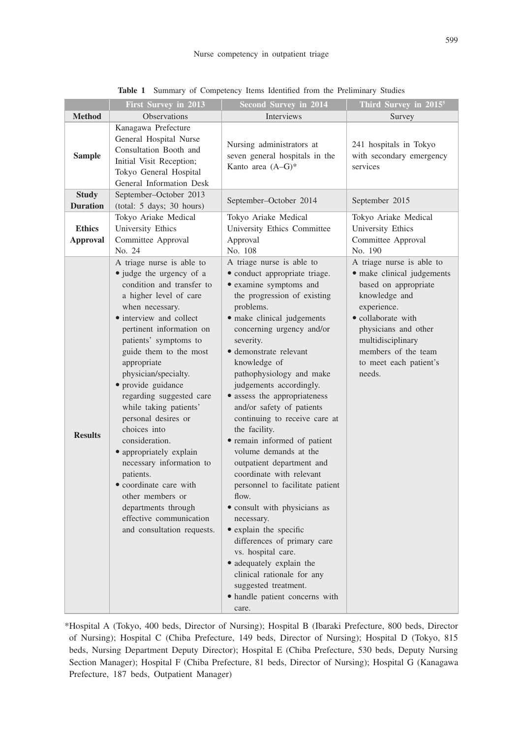**Table 1** Summary of Competency Items Identified from the Preliminary Studies

| | First Survey in 2013 | Second Survey in 2014 | Third Survey in 2015[5] |
|---|---|---|---|
| **Method** | Observations | Interviews | Survey |
| **Sample** | Kanagawa Prefecture General Hospital Nurse Consultation Booth and Initial Visit Reception; Tokyo General Hospital General Information Desk | Nursing administrators at seven general hospitals in the Kanto area (A–G)* | 241 hospitals in Tokyo with secondary emergency services |
| **Study Duration** | September–October 2013 (total: 5 days; 30 hours) | September–October 2014 | September 2015 |
| **Ethics Approval** | Tokyo Ariake Medical University Ethics Committee Approval No. 24 | Tokyo Ariake Medical University Ethics Committee Approval No. 108 | Tokyo Ariake Medical University Ethics Committee Approval No. 190 |
| **Results** | A triage nurse is able to<br>• judge the urgency of a condition and transfer to a higher level of care when necessary.<br>• interview and collect pertinent information on patients' symptoms to guide them to the most appropriate physician/specialty.<br>• provide guidance regarding suggested care while taking patients' personal desires or choices into consideration.<br>• appropriately explain necessary information to patients.<br>• coordinate care with other members or departments through effective communication and consultation requests. | A triage nurse is able to<br>• conduct appropriate triage.<br>• examine symptoms and the progression of existing problems.<br>• make clinical judgements concerning urgency and/or severity.<br>• demonstrate relevant knowledge of pathophysiology and make judgements accordingly.<br>• assess the appropriateness and/or safety of patients continuing to receive care at the facility.<br>• remain informed of patient volume demands at the outpatient department and coordinate with relevant personnel to facilitate patient flow.<br>• consult with physicians as necessary.<br>• explain the specific differences of primary care vs. hospital care.<br>• adequately explain the clinical rationale for any suggested treatment.<br>• handle patient concerns with care. | A triage nurse is able to<br>• make clinical judgements based on appropriate knowledge and experience.<br>• collaborate with physicians and other multidisciplinary members of the team to meet each patient's needs. |

*Hospital A (Tokyo, 400 beds, Director of Nursing); Hospital B (Ibaraki Prefecture, 800 beds, Director of Nursing); Hospital C (Chiba Prefecture, 149 beds, Director of Nursing); Hospital D (Tokyo, 815 beds, Nursing Department Deputy Director); Hospital E (Chiba Prefecture, 530 beds, Deputy Nursing Section Manager); Hospital F (Chiba Prefecture, 81 beds, Director of Nursing); Hospital G (Kanagawa Prefecture, 187 beds, Outpatient Manager)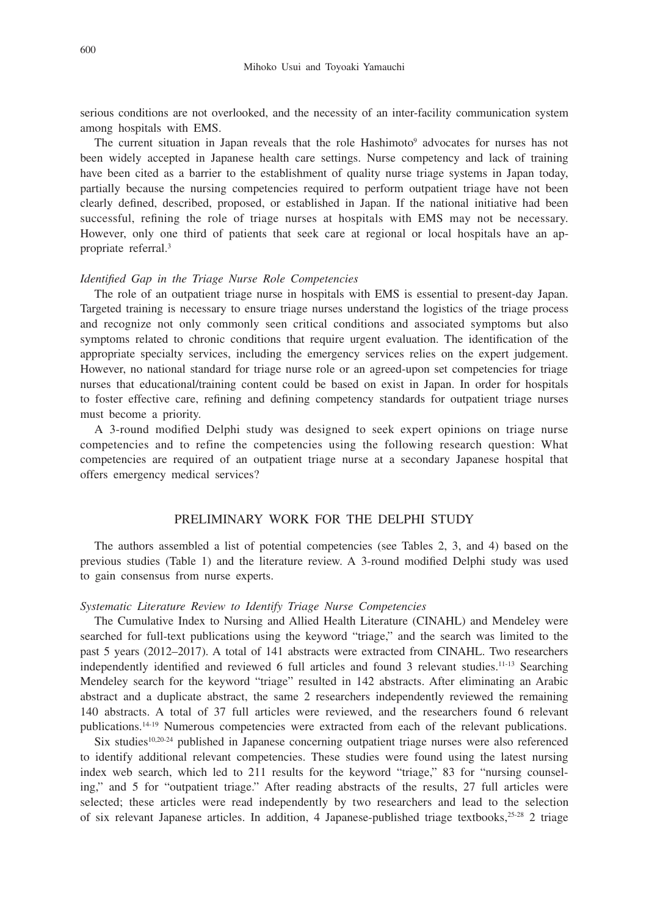serious conditions are not overlooked, and the necessity of an inter-facility communication system among hospitals with EMS.

The current situation in Japan reveals that the role Hashimoto[9] advocates for nurses has not been widely accepted in Japanese health care settings. Nurse competency and lack of training have been cited as a barrier to the establishment of quality nurse triage systems in Japan today, partially because the nursing competencies required to perform outpatient triage have not been clearly defined, described, proposed, or established in Japan. If the national initiative had been successful, refining the role of triage nurses at hospitals with EMS may not be necessary. However, only one third of patients that seek care at regional or local hospitals have an appropriate referral.[3]

### *Identified Gap in the Triage Nurse Role Competencies*

The role of an outpatient triage nurse in hospitals with EMS is essential to present-day Japan. Targeted training is necessary to ensure triage nurses understand the logistics of the triage process and recognize not only commonly seen critical conditions and associated symptoms but also symptoms related to chronic conditions that require urgent evaluation. The identification of the appropriate specialty services, including the emergency services relies on the expert judgement. However, no national standard for triage nurse role or an agreed-upon set competencies for triage nurses that educational/training content could be based on exist in Japan. In order for hospitals to foster effective care, refining and defining competency standards for outpatient triage nurses must become a priority.

A 3-round modified Delphi study was designed to seek expert opinions on triage nurse competencies and to refine the competencies using the following research question: What competencies are required of an outpatient triage nurse at a secondary Japanese hospital that offers emergency medical services?

## PRELIMINARY WORK FOR THE DELPHI STUDY

The authors assembled a list of potential competencies (see Tables 2, 3, and 4) based on the previous studies (Table 1) and the literature review. A 3-round modified Delphi study was used to gain consensus from nurse experts.

### *Systematic Literature Review to Identify Triage Nurse Competencies*

The Cumulative Index to Nursing and Allied Health Literature (CINAHL) and Mendeley were searched for full-text publications using the keyword "triage," and the search was limited to the past 5 years (2012–2017). A total of 141 abstracts were extracted from CINAHL. Two researchers independently identified and reviewed 6 full articles and found 3 relevant studies.[11-13] Searching Mendeley search for the keyword "triage" resulted in 142 abstracts. After eliminating an Arabic abstract and a duplicate abstract, the same 2 researchers independently reviewed the remaining 140 abstracts. A total of 37 full articles were reviewed, and the researchers found 6 relevant publications.[14-19] Numerous competencies were extracted from each of the relevant publications.

Six studies[10,20-24] published in Japanese concerning outpatient triage nurses were also referenced to identify additional relevant competencies. These studies were found using the latest nursing index web search, which led to 211 results for the keyword "triage," 83 for "nursing counseling," and 5 for "outpatient triage." After reading abstracts of the results, 27 full articles were selected; these articles were read independently by two researchers and lead to the selection of six relevant Japanese articles. In addition, 4 Japanese-published triage textbooks,[25-28] 2 triage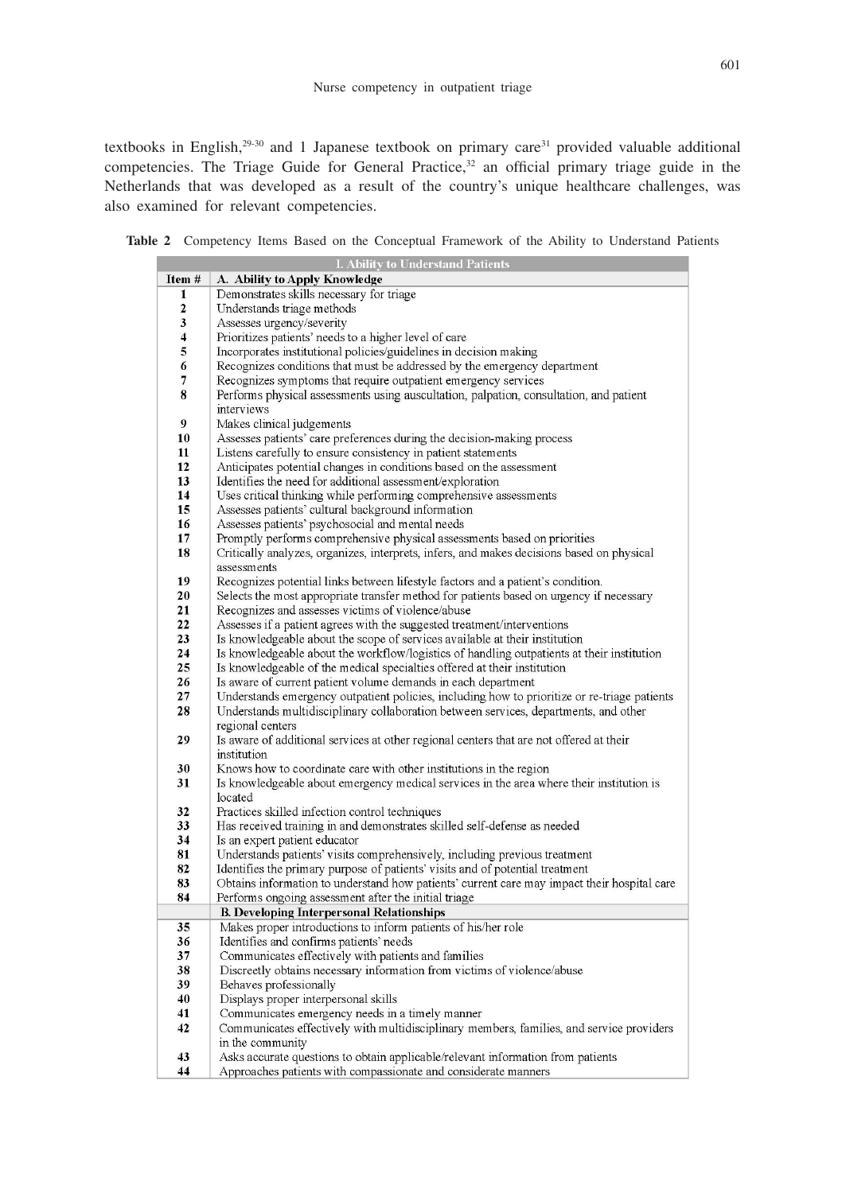textbooks in English,[29-30] and 1 Japanese textbook on primary care[31] provided valuable additional competencies. The Triage Guide for General Practice,[32] an official primary triage guide in the Netherlands that was developed as a result of the country's unique healthcare challenges, was also examined for relevant competencies.

**Table 2** Competency Items Based on the Conceptual Framework of the Ability to Understand Patients

| I. Ability to Understand Patients | |
|---|---|
| **Item #** | **A. Ability to Apply Knowledge** |
| 1 | Demonstrates skills necessary for triage |
| 2 | Understands triage methods |
| 3 | Assesses urgency/severity |
| 4 | Prioritizes patients' needs to a higher level of care |
| 5 | Incorporates institutional policies/guidelines in decision making |
| 6 | Recognizes conditions that must be addressed by the emergency department |
| 7 | Recognizes symptoms that require outpatient emergency services |
| 8 | Performs physical assessments using auscultation, palpation, consultation, and patient interviews |
| 9 | Makes clinical judgements |
| 10 | Assesses patients' care preferences during the decision-making process |
| 11 | Listens carefully to ensure consistency in patient statements |
| 12 | Anticipates potential changes in conditions based on the assessment |
| 13 | Identifies the need for additional assessment/exploration |
| 14 | Uses critical thinking while performing comprehensive assessments |
| 15 | Assesses patients' cultural background information |
| 16 | Assesses patients' psychosocial and mental needs |
| 17 | Promptly performs comprehensive physical assessments based on priorities |
| 18 | Critically analyzes, organizes, interprets, infers, and makes decisions based on physical assessments |
| 19 | Recognizes potential links between lifestyle factors and a patient's condition. |
| 20 | Selects the most appropriate transfer method for patients based on urgency if necessary |
| 21 | Recognizes and assesses victims of violence/abuse |
| 22 | Assesses if a patient agrees with the suggested treatment/interventions |
| 23 | Is knowledgeable about the scope of services available at their institution |
| 24 | Is knowledgeable about the workflow/logistics of handling outpatients at their institution |
| 25 | Is knowledgeable of the medical specialties offered at their institution |
| 26 | Is aware of current patient volume demands in each department |
| 27 | Understands emergency outpatient policies, including how to prioritize or re-triage patients |
| 28 | Understands multidisciplinary collaboration between services, departments, and other regional centers |
| 29 | Is aware of additional services at other regional centers that are not offered at their institution |
| 30 | Knows how to coordinate care with other institutions in the region |
| 31 | Is knowledgeable about emergency medical services in the area where their institution is located |
| 32 | Practices skilled infection control techniques |
| 33 | Has received training in and demonstrates skilled self-defense as needed |
| 34 | Is an expert patient educator |
| 81 | Understands patients' visits comprehensively, including previous treatment |
| 82 | Identifies the primary purpose of patients' visits and of potential treatment |
| 83 | Obtains information to understand how patients' current care may impact their hospital care |
| 84 | Performs ongoing assessment after the initial triage |
| | **B. Developing Interpersonal Relationships** |
| 35 | Makes proper introductions to inform patients of his/her role |
| 36 | Identifies and confirms patients' needs |
| 37 | Communicates effectively with patients and families |
| 38 | Discreetly obtains necessary information from victims of violence/abuse |
| 39 | Behaves professionally |
| 40 | Displays proper interpersonal skills |
| 41 | Communicates emergency needs in a timely manner |
| 42 | Communicates effectively with multidisciplinary members, families, and service providers in the community |
| 43 | Asks accurate questions to obtain applicable/relevant information from patients |
| 44 | Approaches patients with compassionate and considerate manners |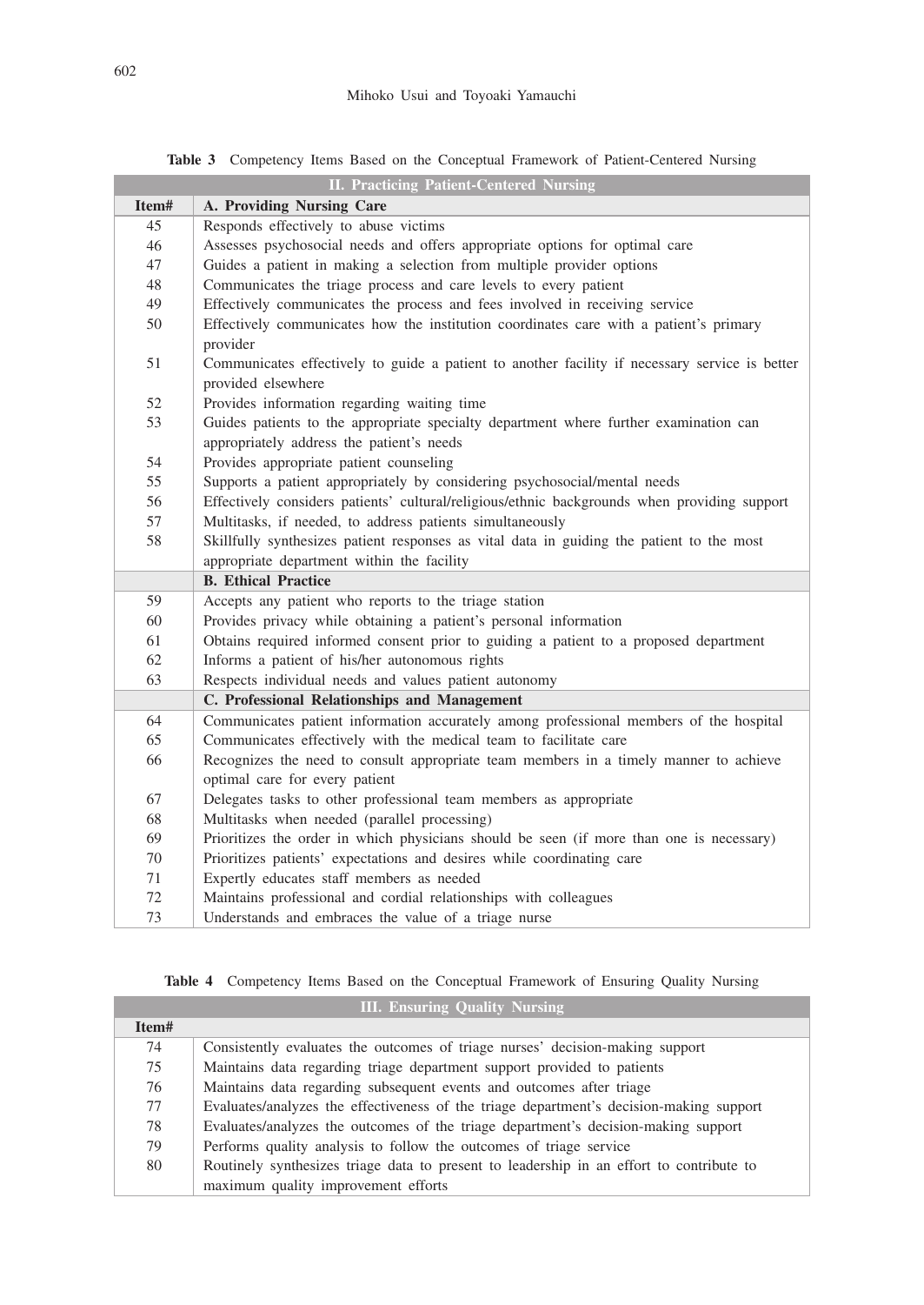**Table 3** Competency Items Based on the Conceptual Framework of Patient-Centered Nursing

| II. Practicing Patient-Centered Nursing | |
|---|---|
| **Item#** | **A. Providing Nursing Care** |
| 45 | Responds effectively to abuse victims |
| 46 | Assesses psychosocial needs and offers appropriate options for optimal care |
| 47 | Guides a patient in making a selection from multiple provider options |
| 48 | Communicates the triage process and care levels to every patient |
| 49 | Effectively communicates the process and fees involved in receiving service |
| 50 | Effectively communicates how the institution coordinates care with a patient's primary provider |
| 51 | Communicates effectively to guide a patient to another facility if necessary service is better provided elsewhere |
| 52 | Provides information regarding waiting time |
| 53 | Guides patients to the appropriate specialty department where further examination can appropriately address the patient's needs |
| 54 | Provides appropriate patient counseling |
| 55 | Supports a patient appropriately by considering psychosocial/mental needs |
| 56 | Effectively considers patients' cultural/religious/ethnic backgrounds when providing support |
| 57 | Multitasks, if needed, to address patients simultaneously |
| 58 | Skillfully synthesizes patient responses as vital data in guiding the patient to the most appropriate department within the facility |
| | **B. Ethical Practice** |
| 59 | Accepts any patient who reports to the triage station |
| 60 | Provides privacy while obtaining a patient's personal information |
| 61 | Obtains required informed consent prior to guiding a patient to a proposed department |
| 62 | Informs a patient of his/her autonomous rights |
| 63 | Respects individual needs and values patient autonomy |
| | **C. Professional Relationships and Management** |
| 64 | Communicates patient information accurately among professional members of the hospital |
| 65 | Communicates effectively with the medical team to facilitate care |
| 66 | Recognizes the need to consult appropriate team members in a timely manner to achieve optimal care for every patient |
| 67 | Delegates tasks to other professional team members as appropriate |
| 68 | Multitasks when needed (parallel processing) |
| 69 | Prioritizes the order in which physicians should be seen (if more than one is necessary) |
| 70 | Prioritizes patients' expectations and desires while coordinating care |
| 71 | Expertly educates staff members as needed |
| 72 | Maintains professional and cordial relationships with colleagues |
| 73 | Understands and embraces the value of a triage nurse |

**Table 4** Competency Items Based on the Conceptual Framework of Ensuring Quality Nursing

| III. Ensuring Quality Nursing | |
|---|---|
| **Item#** | |
| 74 | Consistently evaluates the outcomes of triage nurses' decision-making support |
| 75 | Maintains data regarding triage department support provided to patients |
| 76 | Maintains data regarding subsequent events and outcomes after triage |
| 77 | Evaluates/analyzes the effectiveness of the triage department's decision-making support |
| 78 | Evaluates/analyzes the outcomes of the triage department's decision-making support |
| 79 | Performs quality analysis to follow the outcomes of triage service |
| 80 | Routinely synthesizes triage data to present to leadership in an effort to contribute to maximum quality improvement efforts |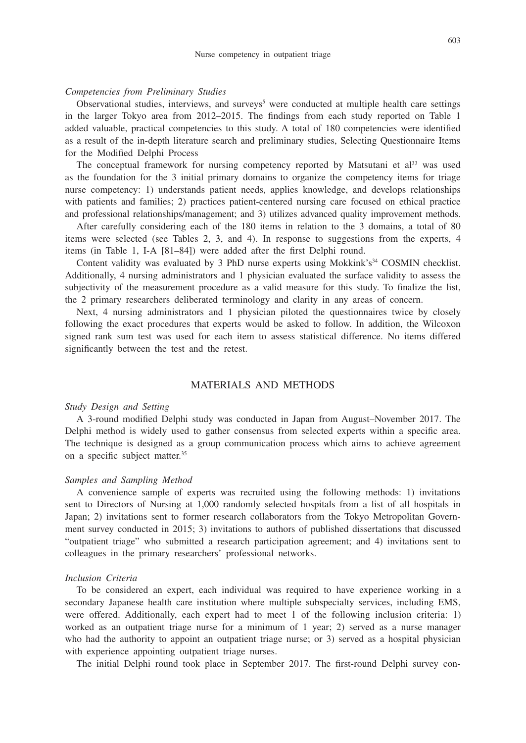*Competencies from Preliminary Studies*

Observational studies, interviews, and surveys[5] were conducted at multiple health care settings in the larger Tokyo area from 2012–2015. The findings from each study reported on Table 1 added valuable, practical competencies to this study. A total of 180 competencies were identified as a result of the in-depth literature search and preliminary studies, Selecting Questionnaire Items for the Modified Delphi Process

The conceptual framework for nursing competency reported by Matsutani et al[33] was used as the foundation for the 3 initial primary domains to organize the competency items for triage nurse competency: 1) understands patient needs, applies knowledge, and develops relationships with patients and families; 2) practices patient-centered nursing care focused on ethical practice and professional relationships/management; and 3) utilizes advanced quality improvement methods.

After carefully considering each of the 180 items in relation to the 3 domains, a total of 80 items were selected (see Tables 2, 3, and 4). In response to suggestions from the experts, 4 items (in Table 1, I-A [81–84]) were added after the first Delphi round.

Content validity was evaluated by 3 PhD nurse experts using Mokkink's[34] COSMIN checklist. Additionally, 4 nursing administrators and 1 physician evaluated the surface validity to assess the subjectivity of the measurement procedure as a valid measure for this study. To finalize the list, the 2 primary researchers deliberated terminology and clarity in any areas of concern.

Next, 4 nursing administrators and 1 physician piloted the questionnaires twice by closely following the exact procedures that experts would be asked to follow. In addition, the Wilcoxon signed rank sum test was used for each item to assess statistical difference. No items differed significantly between the test and the retest.

## MATERIALS AND METHODS

*Study Design and Setting*

A 3-round modified Delphi study was conducted in Japan from August–November 2017. The Delphi method is widely used to gather consensus from selected experts within a specific area. The technique is designed as a group communication process which aims to achieve agreement on a specific subject matter.[35]

*Samples and Sampling Method*

A convenience sample of experts was recruited using the following methods: 1) invitations sent to Directors of Nursing at 1,000 randomly selected hospitals from a list of all hospitals in Japan; 2) invitations sent to former research collaborators from the Tokyo Metropolitan Government survey conducted in 2015; 3) invitations to authors of published dissertations that discussed "outpatient triage" who submitted a research participation agreement; and 4) invitations sent to colleagues in the primary researchers' professional networks.

*Inclusion Criteria*

To be considered an expert, each individual was required to have experience working in a secondary Japanese health care institution where multiple subspecialty services, including EMS, were offered. Additionally, each expert had to meet 1 of the following inclusion criteria: 1) worked as an outpatient triage nurse for a minimum of 1 year; 2) served as a nurse manager who had the authority to appoint an outpatient triage nurse; or 3) served as a hospital physician with experience appointing outpatient triage nurses.

The initial Delphi round took place in September 2017. The first-round Delphi survey con-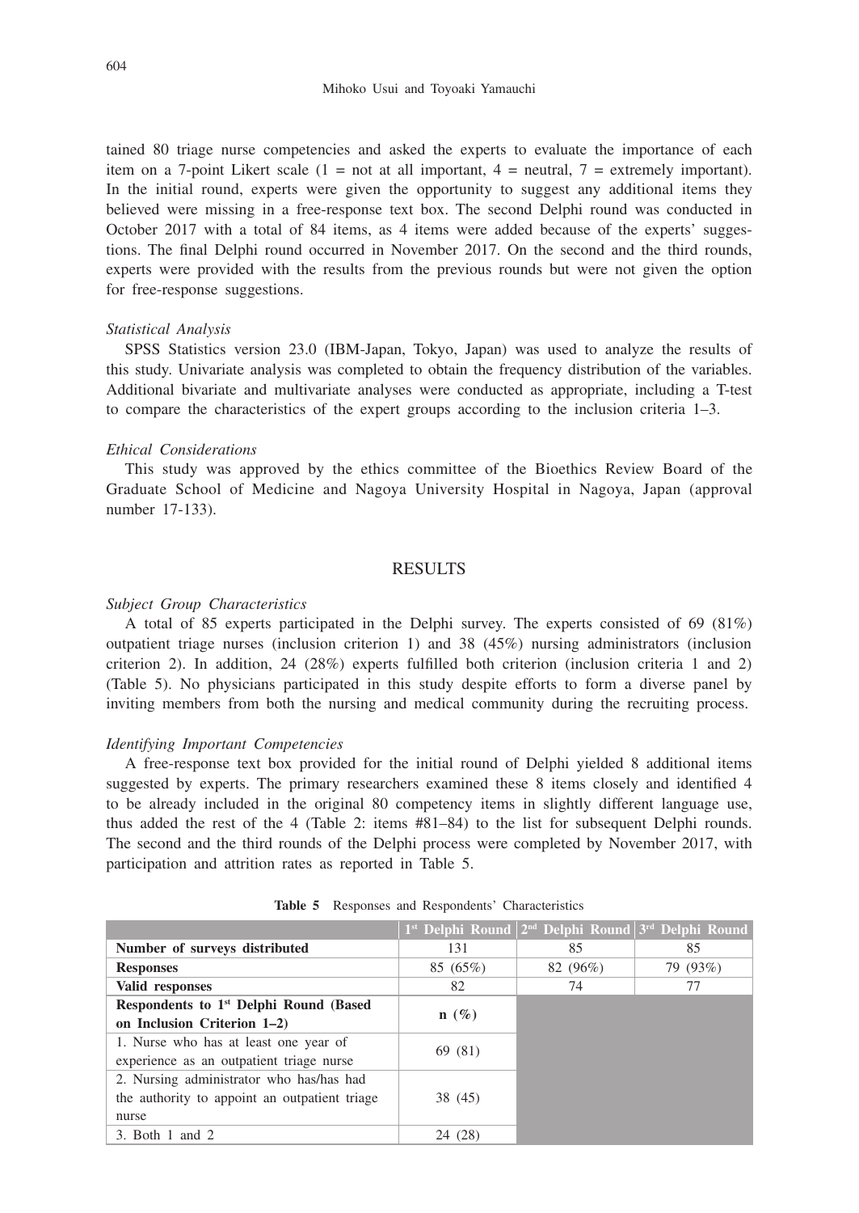tained 80 triage nurse competencies and asked the experts to evaluate the importance of each item on a 7-point Likert scale (1 = not at all important, 4 = neutral, 7 = extremely important). In the initial round, experts were given the opportunity to suggest any additional items they believed were missing in a free-response text box. The second Delphi round was conducted in October 2017 with a total of 84 items, as 4 items were added because of the experts' suggestions. The final Delphi round occurred in November 2017. On the second and the third rounds, experts were provided with the results from the previous rounds but were not given the option for free-response suggestions.

*Statistical Analysis*

SPSS Statistics version 23.0 (IBM-Japan, Tokyo, Japan) was used to analyze the results of this study. Univariate analysis was completed to obtain the frequency distribution of the variables. Additional bivariate and multivariate analyses were conducted as appropriate, including a T-test to compare the characteristics of the expert groups according to the inclusion criteria 1–3.

*Ethical Considerations*

This study was approved by the ethics committee of the Bioethics Review Board of the Graduate School of Medicine and Nagoya University Hospital in Nagoya, Japan (approval number 17-133).

## RESULTS

*Subject Group Characteristics*

A total of 85 experts participated in the Delphi survey. The experts consisted of 69 (81%) outpatient triage nurses (inclusion criterion 1) and 38 (45%) nursing administrators (inclusion criterion 2). In addition, 24 (28%) experts fulfilled both criterion (inclusion criteria 1 and 2) (Table 5). No physicians participated in this study despite efforts to form a diverse panel by inviting members from both the nursing and medical community during the recruiting process.

*Identifying Important Competencies*

A free-response text box provided for the initial round of Delphi yielded 8 additional items suggested by experts. The primary researchers examined these 8 items closely and identified 4 to be already included in the original 80 competency items in slightly different language use, thus added the rest of the 4 (Table 2: items #81–84) to the list for subsequent Delphi rounds. The second and the third rounds of the Delphi process were completed by November 2017, with participation and attrition rates as reported in Table 5.

**Table 5** Responses and Respondents' Characteristics

| | 1st Delphi Round | 2nd Delphi Round | 3rd Delphi Round |
|---|---|---|---|
| **Number of surveys distributed** | 131 | 85 | 85 |
| **Responses** | 85 (65%) | 82 (96%) | 79 (93%) |
| **Valid responses** | 82 | 74 | 77 |
| **Respondents to 1st Delphi Round (Based on Inclusion Criterion 1–2)** | **n (%)** | | |
| 1. Nurse who has at least one year of experience as an outpatient triage nurse | 69 (81) | | |
| 2. Nursing administrator who has/has had the authority to appoint an outpatient triage nurse | 38 (45) | | |
| 3. Both 1 and 2 | 24 (28) | | |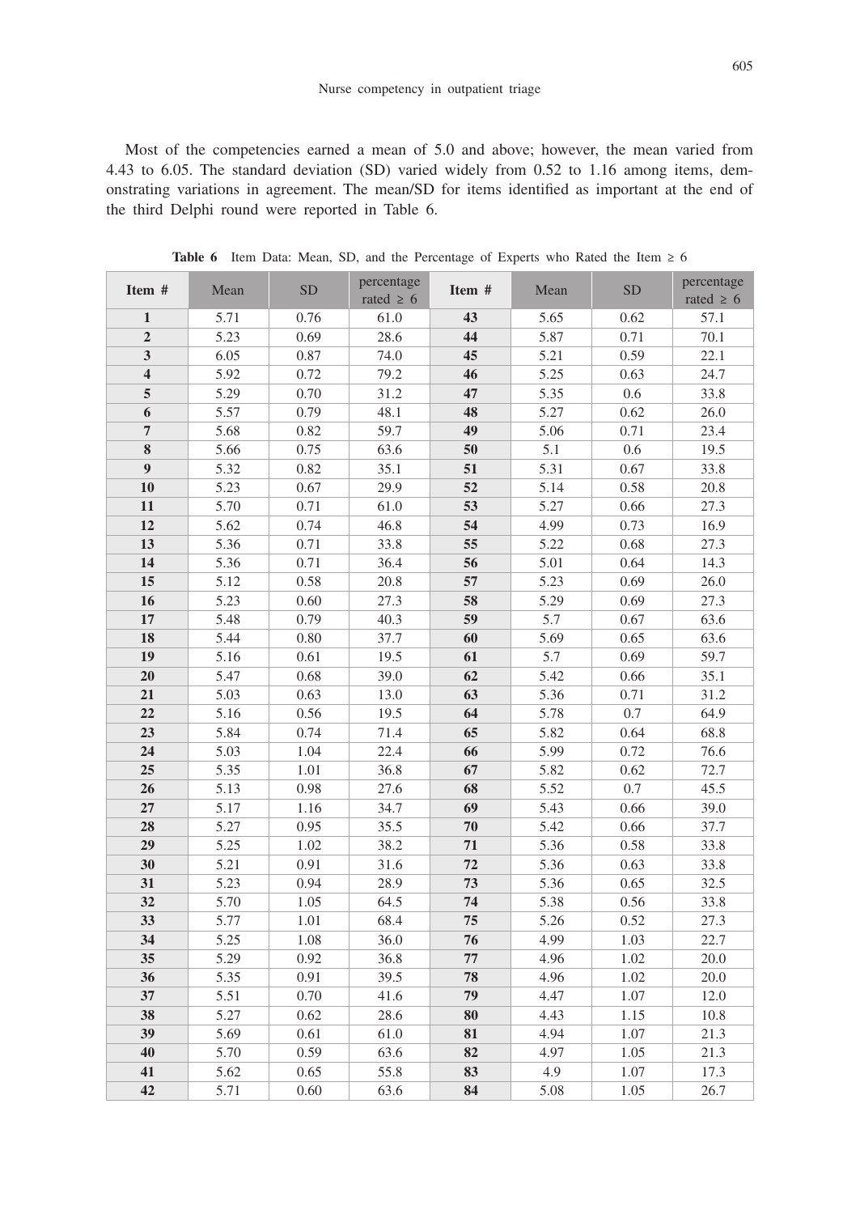Most of the competencies earned a mean of 5.0 and above; however, the mean varied from 4.43 to 6.05. The standard deviation (SD) varied widely from 0.52 to 1.16 among items, demonstrating variations in agreement. The mean/SD for items identified as important at the end of the third Delphi round were reported in Table 6.

**Table 6** Item Data: Mean, SD, and the Percentage of Experts who Rated the Item ≥ 6

| Item # | Mean | SD | percentage rated ≥ 6 | Item # | Mean | SD | percentage rated ≥ 6 |
|---|---|---|---|---|---|---|---|
| **1** | 5.71 | 0.76 | 61.0 | **43** | 5.65 | 0.62 | 57.1 |
| **2** | 5.23 | 0.69 | 28.6 | **44** | 5.87 | 0.71 | 70.1 |
| **3** | 6.05 | 0.87 | 74.0 | **45** | 5.21 | 0.59 | 22.1 |
| **4** | 5.92 | 0.72 | 79.2 | **46** | 5.25 | 0.63 | 24.7 |
| **5** | 5.29 | 0.70 | 31.2 | **47** | 5.35 | 0.6 | 33.8 |
| **6** | 5.57 | 0.79 | 48.1 | **48** | 5.27 | 0.62 | 26.0 |
| **7** | 5.68 | 0.82 | 59.7 | **49** | 5.06 | 0.71 | 23.4 |
| **8** | 5.66 | 0.75 | 63.6 | **50** | 5.1 | 0.6 | 19.5 |
| **9** | 5.32 | 0.82 | 35.1 | **51** | 5.31 | 0.67 | 33.8 |
| **10** | 5.23 | 0.67 | 29.9 | **52** | 5.14 | 0.58 | 20.8 |
| **11** | 5.70 | 0.71 | 61.0 | **53** | 5.27 | 0.66 | 27.3 |
| **12** | 5.62 | 0.74 | 46.8 | **54** | 4.99 | 0.73 | 16.9 |
| **13** | 5.36 | 0.71 | 33.8 | **55** | 5.22 | 0.68 | 27.3 |
| **14** | 5.36 | 0.71 | 36.4 | **56** | 5.01 | 0.64 | 14.3 |
| **15** | 5.12 | 0.58 | 20.8 | **57** | 5.23 | 0.69 | 26.0 |
| **16** | 5.23 | 0.60 | 27.3 | **58** | 5.29 | 0.69 | 27.3 |
| **17** | 5.48 | 0.79 | 40.3 | **59** | 5.7 | 0.67 | 63.6 |
| **18** | 5.44 | 0.80 | 37.7 | **60** | 5.69 | 0.65 | 63.6 |
| **19** | 5.16 | 0.61 | 19.5 | **61** | 5.7 | 0.69 | 59.7 |
| **20** | 5.47 | 0.68 | 39.0 | **62** | 5.42 | 0.66 | 35.1 |
| **21** | 5.03 | 0.63 | 13.0 | **63** | 5.36 | 0.71 | 31.2 |
| **22** | 5.16 | 0.56 | 19.5 | **64** | 5.78 | 0.7 | 64.9 |
| **23** | 5.84 | 0.74 | 71.4 | **65** | 5.82 | 0.64 | 68.8 |
| **24** | 5.03 | 1.04 | 22.4 | **66** | 5.99 | 0.72 | 76.6 |
| **25** | 5.35 | 1.01 | 36.8 | **67** | 5.82 | 0.62 | 72.7 |
| **26** | 5.13 | 0.98 | 27.6 | **68** | 5.52 | 0.7 | 45.5 |
| **27** | 5.17 | 1.16 | 34.7 | **69** | 5.43 | 0.66 | 39.0 |
| **28** | 5.27 | 0.95 | 35.5 | **70** | 5.42 | 0.66 | 37.7 |
| **29** | 5.25 | 1.02 | 38.2 | **71** | 5.36 | 0.58 | 33.8 |
| **30** | 5.21 | 0.91 | 31.6 | **72** | 5.36 | 0.63 | 33.8 |
| **31** | 5.23 | 0.94 | 28.9 | **73** | 5.36 | 0.65 | 32.5 |
| **32** | 5.70 | 1.05 | 64.5 | **74** | 5.38 | 0.56 | 33.8 |
| **33** | 5.77 | 1.01 | 68.4 | **75** | 5.26 | 0.52 | 27.3 |
| **34** | 5.25 | 1.08 | 36.0 | **76** | 4.99 | 1.03 | 22.7 |
| **35** | 5.29 | 0.92 | 36.8 | **77** | 4.96 | 1.02 | 20.0 |
| **36** | 5.35 | 0.91 | 39.5 | **78** | 4.96 | 1.02 | 20.0 |
| **37** | 5.51 | 0.70 | 41.6 | **79** | 4.47 | 1.07 | 12.0 |
| **38** | 5.27 | 0.62 | 28.6 | **80** | 4.43 | 1.15 | 10.8 |
| **39** | 5.69 | 0.61 | 61.0 | **81** | 4.94 | 1.07 | 21.3 |
| **40** | 5.70 | 0.59 | 63.6 | **82** | 4.97 | 1.05 | 21.3 |
| **41** | 5.62 | 0.65 | 55.8 | **83** | 4.9 | 1.07 | 17.3 |
| **42** | 5.71 | 0.60 | 63.6 | **84** | 5.08 | 1.05 | 26.7 |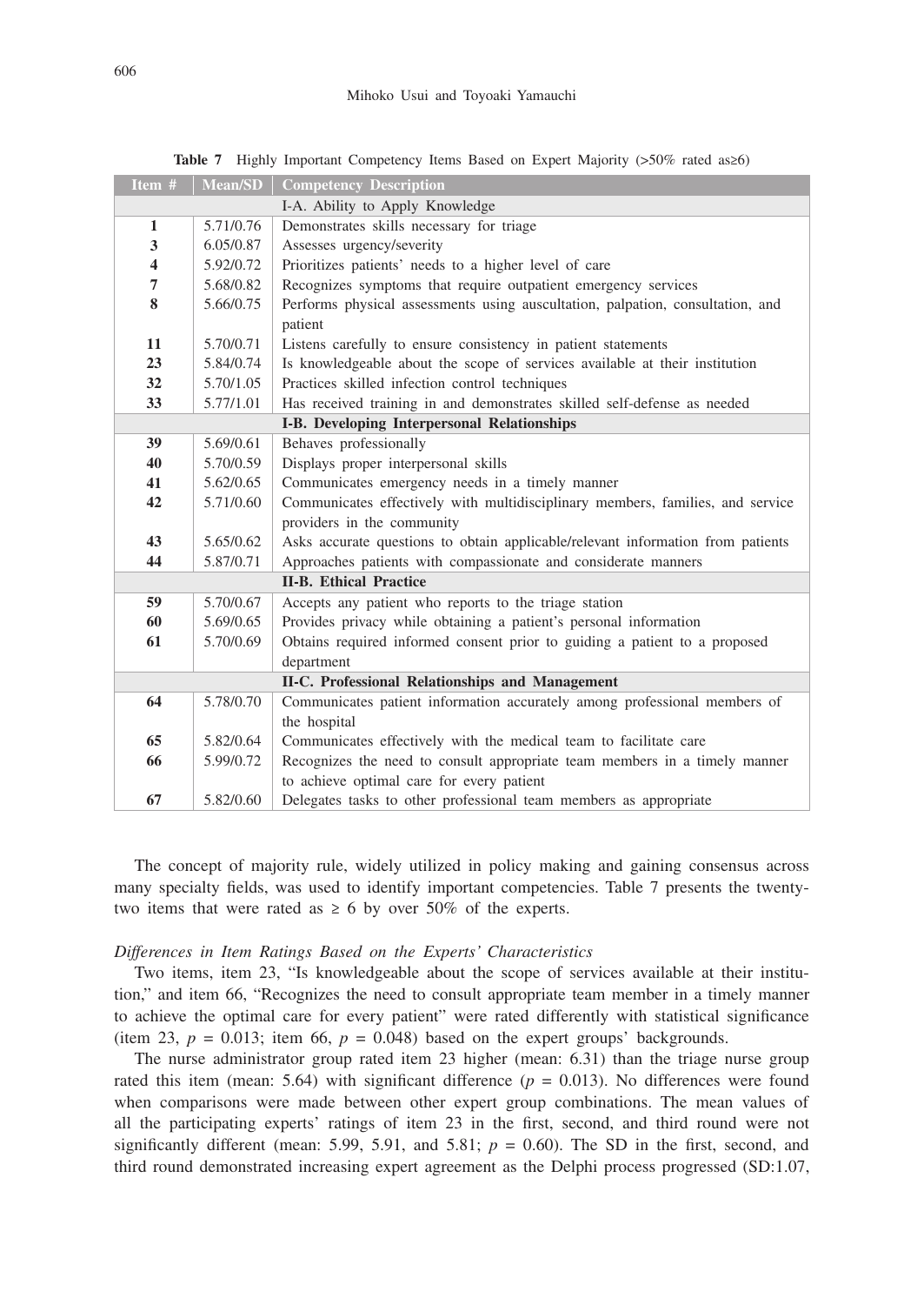**Table 7** Highly Important Competency Items Based on Expert Majority (>50% rated as≥6)

| Item # | Mean/SD | Competency Description |
|---|---|---|
| | | I-A. Ability to Apply Knowledge |
| **1** | 5.71/0.76 | Demonstrates skills necessary for triage |
| **3** | 6.05/0.87 | Assesses urgency/severity |
| **4** | 5.92/0.72 | Prioritizes patients' needs to a higher level of care |
| **7** | 5.68/0.82 | Recognizes symptoms that require outpatient emergency services |
| **8** | 5.66/0.75 | Performs physical assessments using auscultation, palpation, consultation, and patient |
| **11** | 5.70/0.71 | Listens carefully to ensure consistency in patient statements |
| **23** | 5.84/0.74 | Is knowledgeable about the scope of services available at their institution |
| **32** | 5.70/1.05 | Practices skilled infection control techniques |
| **33** | 5.77/1.01 | Has received training in and demonstrates skilled self-defense as needed |
| | | **I-B. Developing Interpersonal Relationships** |
| **39** | 5.69/0.61 | Behaves professionally |
| **40** | 5.70/0.59 | Displays proper interpersonal skills |
| **41** | 5.62/0.65 | Communicates emergency needs in a timely manner |
| **42** | 5.71/0.60 | Communicates effectively with multidisciplinary members, families, and service providers in the community |
| **43** | 5.65/0.62 | Asks accurate questions to obtain applicable/relevant information from patients |
| **44** | 5.87/0.71 | Approaches patients with compassionate and considerate manners |
| | | **II-B. Ethical Practice** |
| **59** | 5.70/0.67 | Accepts any patient who reports to the triage station |
| **60** | 5.69/0.65 | Provides privacy while obtaining a patient's personal information |
| **61** | 5.70/0.69 | Obtains required informed consent prior to guiding a patient to a proposed department |
| | | **II-C. Professional Relationships and Management** |
| **64** | 5.78/0.70 | Communicates patient information accurately among professional members of the hospital |
| **65** | 5.82/0.64 | Communicates effectively with the medical team to facilitate care |
| **66** | 5.99/0.72 | Recognizes the need to consult appropriate team members in a timely manner to achieve optimal care for every patient |
| **67** | 5.82/0.60 | Delegates tasks to other professional team members as appropriate |

The concept of majority rule, widely utilized in policy making and gaining consensus across many specialty fields, was used to identify important competencies. Table 7 presents the twenty-two items that were rated as ≥ 6 by over 50% of the experts.

*Differences in Item Ratings Based on the Experts' Characteristics*

Two items, item 23, "Is knowledgeable about the scope of services available at their institution," and item 66, "Recognizes the need to consult appropriate team member in a timely manner to achieve the optimal care for every patient" were rated differently with statistical significance (item 23, $p$ = 0.013; item 66, $p$ = 0.048) based on the expert groups' backgrounds.

The nurse administrator group rated item 23 higher (mean: 6.31) than the triage nurse group rated this item (mean: 5.64) with significant difference ($p$ = 0.013). No differences were found when comparisons were made between other expert group combinations. The mean values of all the participating experts' ratings of item 23 in the first, second, and third round were not significantly different (mean: 5.99, 5.91, and 5.81; $p$ = 0.60). The SD in the first, second, and third round demonstrated increasing expert agreement as the Delphi process progressed (SD:1.07,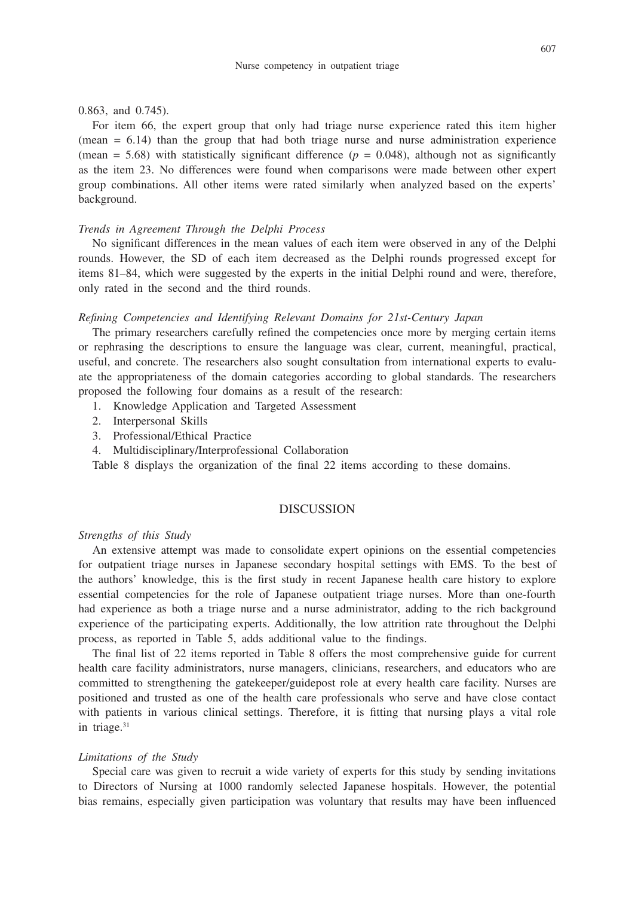0.863, and 0.745).

For item 66, the expert group that only had triage nurse experience rated this item higher (mean = 6.14) than the group that had both triage nurse and nurse administration experience (mean = 5.68) with statistically significant difference ($p$ = 0.048), although not as significantly as the item 23. No differences were found when comparisons were made between other expert group combinations. All other items were rated similarly when analyzed based on the experts' background.

*Trends in Agreement Through the Delphi Process*

No significant differences in the mean values of each item were observed in any of the Delphi rounds. However, the SD of each item decreased as the Delphi rounds progressed except for items 81–84, which were suggested by the experts in the initial Delphi round and were, therefore, only rated in the second and the third rounds.

*Refining Competencies and Identifying Relevant Domains for 21st-Century Japan*

The primary researchers carefully refined the competencies once more by merging certain items or rephrasing the descriptions to ensure the language was clear, current, meaningful, practical, useful, and concrete. The researchers also sought consultation from international experts to evaluate the appropriateness of the domain categories according to global standards. The researchers proposed the following four domains as a result of the research:

1. Knowledge Application and Targeted Assessment
2. Interpersonal Skills
3. Professional/Ethical Practice
4. Multidisciplinary/Interprofessional Collaboration

Table 8 displays the organization of the final 22 items according to these domains.

## DISCUSSION

*Strengths of this Study*

An extensive attempt was made to consolidate expert opinions on the essential competencies for outpatient triage nurses in Japanese secondary hospital settings with EMS. To the best of the authors' knowledge, this is the first study in recent Japanese health care history to explore essential competencies for the role of Japanese outpatient triage nurses. More than one-fourth had experience as both a triage nurse and a nurse administrator, adding to the rich background experience of the participating experts. Additionally, the low attrition rate throughout the Delphi process, as reported in Table 5, adds additional value to the findings.

The final list of 22 items reported in Table 8 offers the most comprehensive guide for current health care facility administrators, nurse managers, clinicians, researchers, and educators who are committed to strengthening the gatekeeper/guidepost role at every health care facility. Nurses are positioned and trusted as one of the health care professionals who serve and have close contact with patients in various clinical settings. Therefore, it is fitting that nursing plays a vital role in triage.[31]

*Limitations of the Study*

Special care was given to recruit a wide variety of experts for this study by sending invitations to Directors of Nursing at 1000 randomly selected Japanese hospitals. However, the potential bias remains, especially given participation was voluntary that results may have been influenced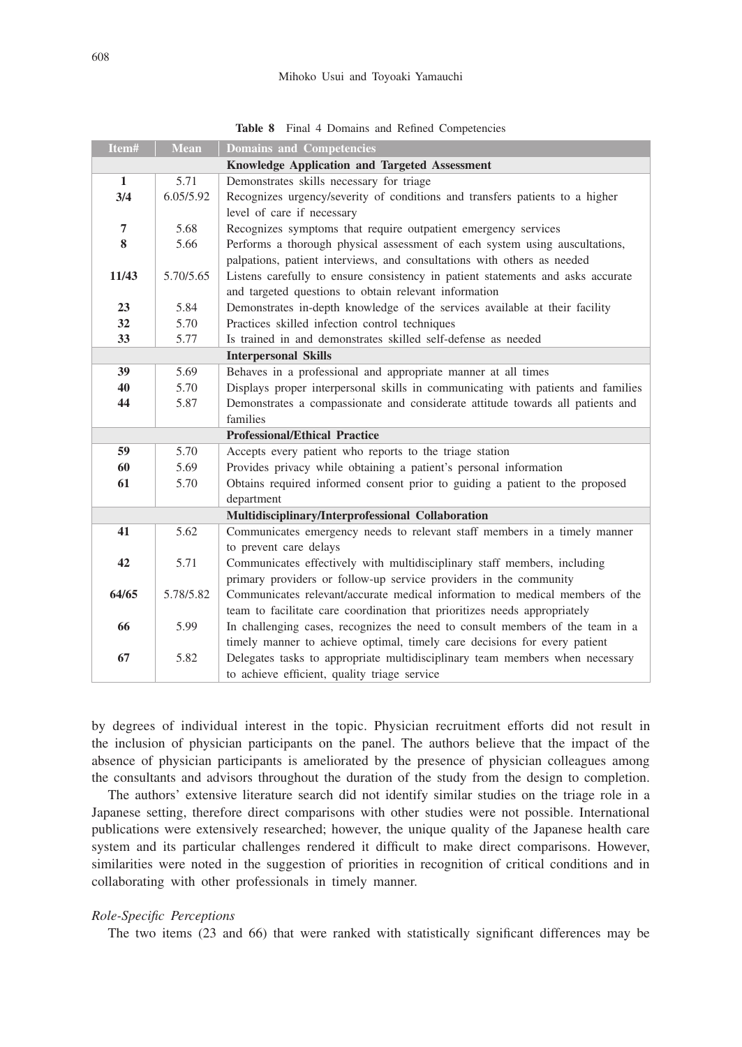**Table 8** Final 4 Domains and Refined Competencies

| Item# | Mean | Domains and Competencies |
|---|---|---|
| | | **Knowledge Application and Targeted Assessment** |
| **1** | 5.71 | Demonstrates skills necessary for triage |
| **3/4** | 6.05/5.92 | Recognizes urgency/severity of conditions and transfers patients to a higher level of care if necessary |
| **7** | 5.68 | Recognizes symptoms that require outpatient emergency services |
| **8** | 5.66 | Performs a thorough physical assessment of each system using auscultations, palpations, patient interviews, and consultations with others as needed |
| **11/43** | 5.70/5.65 | Listens carefully to ensure consistency in patient statements and asks accurate and targeted questions to obtain relevant information |
| **23** | 5.84 | Demonstrates in-depth knowledge of the services available at their facility |
| **32** | 5.70 | Practices skilled infection control techniques |
| **33** | 5.77 | Is trained in and demonstrates skilled self-defense as needed |
| | | **Interpersonal Skills** |
| **39** | 5.69 | Behaves in a professional and appropriate manner at all times |
| **40** | 5.70 | Displays proper interpersonal skills in communicating with patients and families |
| **44** | 5.87 | Demonstrates a compassionate and considerate attitude towards all patients and families |
| | | **Professional/Ethical Practice** |
| **59** | 5.70 | Accepts every patient who reports to the triage station |
| **60** | 5.69 | Provides privacy while obtaining a patient's personal information |
| **61** | 5.70 | Obtains required informed consent prior to guiding a patient to the proposed department |
| | | **Multidisciplinary/Interprofessional Collaboration** |
| **41** | 5.62 | Communicates emergency needs to relevant staff members in a timely manner to prevent care delays |
| **42** | 5.71 | Communicates effectively with multidisciplinary staff members, including primary providers or follow-up service providers in the community |
| **64/65** | 5.78/5.82 | Communicates relevant/accurate medical information to medical members of the team to facilitate care coordination that prioritizes needs appropriately |
| **66** | 5.99 | In challenging cases, recognizes the need to consult members of the team in a timely manner to achieve optimal, timely care decisions for every patient |
| **67** | 5.82 | Delegates tasks to appropriate multidisciplinary team members when necessary to achieve efficient, quality triage service |

by degrees of individual interest in the topic. Physician recruitment efforts did not result in the inclusion of physician participants on the panel. The authors believe that the impact of the absence of physician participants is ameliorated by the presence of physician colleagues among the consultants and advisors throughout the duration of the study from the design to completion.

The authors' extensive literature search did not identify similar studies on the triage role in a Japanese setting, therefore direct comparisons with other studies were not possible. International publications were extensively researched; however, the unique quality of the Japanese health care system and its particular challenges rendered it difficult to make direct comparisons. However, similarities were noted in the suggestion of priorities in recognition of critical conditions and in collaborating with other professionals in timely manner.

*Role-Specific Perceptions*

The two items (23 and 66) that were ranked with statistically significant differences may be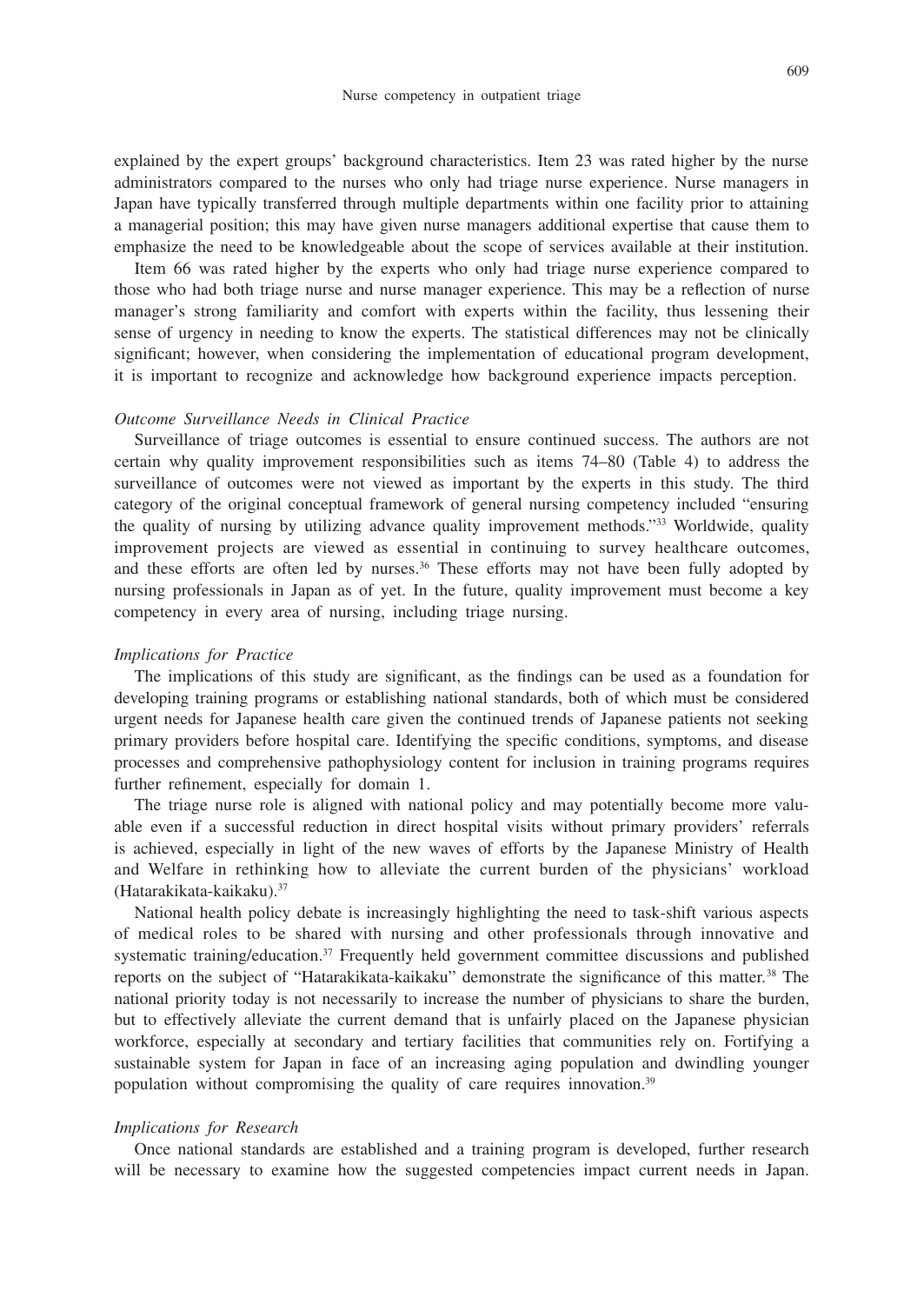explained by the expert groups' background characteristics. Item 23 was rated higher by the nurse administrators compared to the nurses who only had triage nurse experience. Nurse managers in Japan have typically transferred through multiple departments within one facility prior to attaining a managerial position; this may have given nurse managers additional expertise that cause them to emphasize the need to be knowledgeable about the scope of services available at their institution.

Item 66 was rated higher by the experts who only had triage nurse experience compared to those who had both triage nurse and nurse manager experience. This may be a reflection of nurse manager's strong familiarity and comfort with experts within the facility, thus lessening their sense of urgency in needing to know the experts. The statistical differences may not be clinically significant; however, when considering the implementation of educational program development, it is important to recognize and acknowledge how background experience impacts perception.

*Outcome Surveillance Needs in Clinical Practice*

Surveillance of triage outcomes is essential to ensure continued success. The authors are not certain why quality improvement responsibilities such as items 74–80 (Table 4) to address the surveillance of outcomes were not viewed as important by the experts in this study. The third category of the original conceptual framework of general nursing competency included "ensuring the quality of nursing by utilizing advance quality improvement methods."[33] Worldwide, quality improvement projects are viewed as essential in continuing to survey healthcare outcomes, and these efforts are often led by nurses.[36] These efforts may not have been fully adopted by nursing professionals in Japan as of yet. In the future, quality improvement must become a key competency in every area of nursing, including triage nursing.

*Implications for Practice*

The implications of this study are significant, as the findings can be used as a foundation for developing training programs or establishing national standards, both of which must be considered urgent needs for Japanese health care given the continued trends of Japanese patients not seeking primary providers before hospital care. Identifying the specific conditions, symptoms, and disease processes and comprehensive pathophysiology content for inclusion in training programs requires further refinement, especially for domain 1.

The triage nurse role is aligned with national policy and may potentially become more valuable even if a successful reduction in direct hospital visits without primary providers' referrals is achieved, especially in light of the new waves of efforts by the Japanese Ministry of Health and Welfare in rethinking how to alleviate the current burden of the physicians' workload (Hatarakikata-kaikaku).[37]

National health policy debate is increasingly highlighting the need to task-shift various aspects of medical roles to be shared with nursing and other professionals through innovative and systematic training/education.[37] Frequently held government committee discussions and published reports on the subject of "Hatarakikata-kaikaku" demonstrate the significance of this matter.[38] The national priority today is not necessarily to increase the number of physicians to share the burden, but to effectively alleviate the current demand that is unfairly placed on the Japanese physician workforce, especially at secondary and tertiary facilities that communities rely on. Fortifying a sustainable system for Japan in face of an increasing aging population and dwindling younger population without compromising the quality of care requires innovation.[39]

*Implications for Research*

Once national standards are established and a training program is developed, further research will be necessary to examine how the suggested competencies impact current needs in Japan.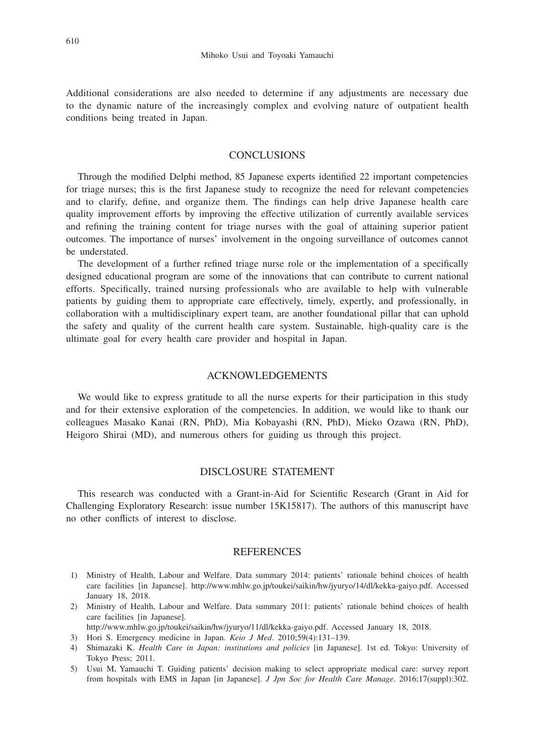Additional considerations are also needed to determine if any adjustments are necessary due to the dynamic nature of the increasingly complex and evolving nature of outpatient health conditions being treated in Japan.

## CONCLUSIONS

Through the modified Delphi method, 85 Japanese experts identified 22 important competencies for triage nurses; this is the first Japanese study to recognize the need for relevant competencies and to clarify, define, and organize them. The findings can help drive Japanese health care quality improvement efforts by improving the effective utilization of currently available services and refining the training content for triage nurses with the goal of attaining superior patient outcomes. The importance of nurses' involvement in the ongoing surveillance of outcomes cannot be understated.

The development of a further refined triage nurse role or the implementation of a specifically designed educational program are some of the innovations that can contribute to current national efforts. Specifically, trained nursing professionals who are available to help with vulnerable patients by guiding them to appropriate care effectively, timely, expertly, and professionally, in collaboration with a multidisciplinary expert team, are another foundational pillar that can uphold the safety and quality of the current health care system. Sustainable, high-quality care is the ultimate goal for every health care provider and hospital in Japan.

## ACKNOWLEDGEMENTS

We would like to express gratitude to all the nurse experts for their participation in this study and for their extensive exploration of the competencies. In addition, we would like to thank our colleagues Masako Kanai (RN, PhD), Mia Kobayashi (RN, PhD), Mieko Ozawa (RN, PhD), Heigoro Shirai (MD), and numerous others for guiding us through this project.

## DISCLOSURE STATEMENT

This research was conducted with a Grant-in-Aid for Scientific Research (Grant in Aid for Challenging Exploratory Research: issue number 15K15817). The authors of this manuscript have no other conflicts of interest to disclose.

## REFERENCES

1) Ministry of Health, Labour and Welfare. Data summary 2014: patients' rationale behind choices of health care facilities [in Japanese]. http://www.mhlw.go.jp/toukei/saikin/hw/jyuryo/14/dl/kekka-gaiyo.pdf. Accessed January 18, 2018.
2) Ministry of Health, Labour and Welfare. Data summary 2011: patients' rationale behind choices of health care facilities [in Japanese]. http://www.mhlw.go.jp/toukei/saikin/hw/jyuryo/11/dl/kekka-gaiyo.pdf. Accessed January 18, 2018.
3) Hori S. Emergency medicine in Japan. *Keio J Med*. 2010;59(4):131–139.
4) Shimazaki K. *Health Care in Japan: institutions and policies* [in Japanese]. 1st ed. Tokyo: University of Tokyo Press; 2011.
5) Usui M, Yamauchi T. Guiding patients' decision making to select appropriate medical care: survey report from hospitals with EMS in Japan [in Japanese]. *J Jpn Soc for Health Care Manage*. 2016;17(suppl):302.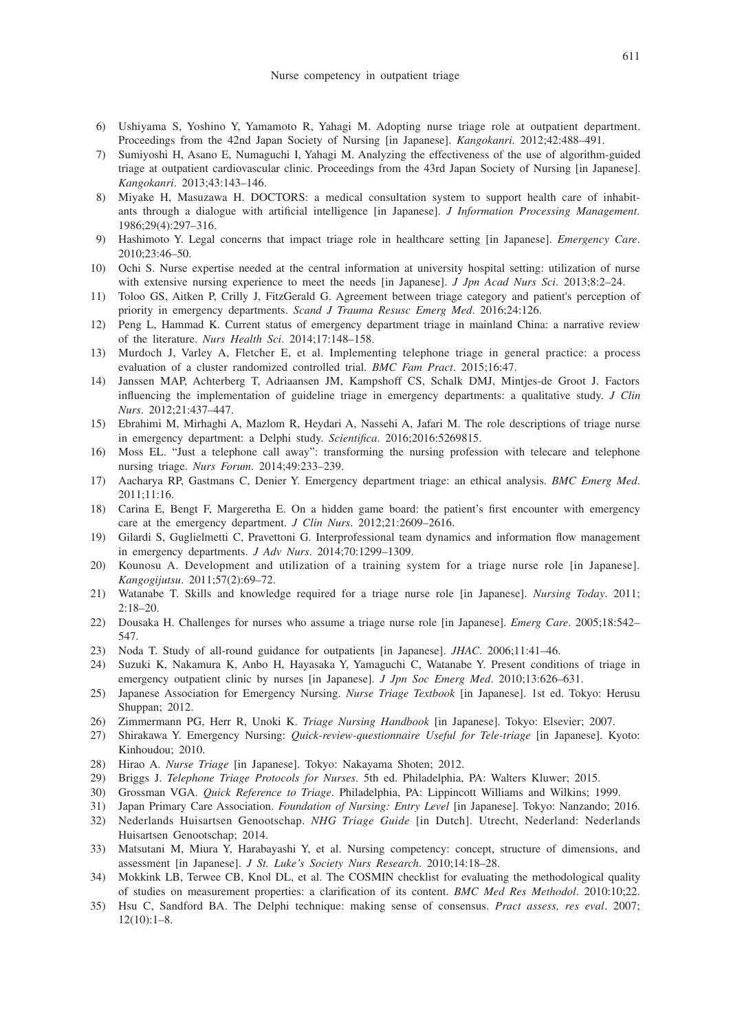6) Ushiyama S, Yoshino Y, Yamamoto R, Yahagi M. Adopting nurse triage role at outpatient department. Proceedings from the 42nd Japan Society of Nursing [in Japanese]. *Kangokanri*. 2012;42:488–491.
7) Sumiyoshi H, Asano E, Numaguchi I, Yahagi M. Analyzing the effectiveness of the use of algorithm-guided triage at outpatient cardiovascular clinic. Proceedings from the 43rd Japan Society of Nursing [in Japanese]. *Kangokanri*. 2013;43:143–146.
8) Miyake H, Masuzawa H. DOCTORS: a medical consultation system to support health care of inhabitants through a dialogue with artificial intelligence [in Japanese]. *J Information Processing Management*. 1986;29(4):297–316.
9) Hashimoto Y. Legal concerns that impact triage role in healthcare setting [in Japanese]. *Emergency Care*. 2010;23:46–50.
10) Ochi S. Nurse expertise needed at the central information at university hospital setting: utilization of nurse with extensive nursing experience to meet the needs [in Japanese]. *J Jpn Acad Nurs Sci*. 2013;8:2–24.
11) Toloo GS, Aitken P, Crilly J, FitzGerald G. Agreement between triage category and patient's perception of priority in emergency departments. *Scand J Trauma Resusc Emerg Med*. 2016;24:126.
12) Peng L, Hammad K. Current status of emergency department triage in mainland China: a narrative review of the literature. *Nurs Health Sci*. 2014;17:148–158.
13) Murdoch J, Varley A, Fletcher E, et al. Implementing telephone triage in general practice: a process evaluation of a cluster randomized controlled trial. *BMC Fam Pract*. 2015;16:47.
14) Janssen MAP, Achterberg T, Adriaansen JM, Kampshoff CS, Schalk DMJ, Mintjes-de Groot J. Factors influencing the implementation of guideline triage in emergency departments: a qualitative study. *J Clin Nurs*. 2012;21:437–447.
15) Ebrahimi M, Mirhaghi A, Mazlom R, Heydari A, Nassehi A, Jafari M. The role descriptions of triage nurse in emergency department: a Delphi study. *Scientifica*. 2016;2016:5269815.
16) Moss EL. "Just a telephone call away": transforming the nursing profession with telecare and telephone nursing triage. *Nurs Forum*. 2014;49:233–239.
17) Aacharya RP, Gastmans C, Denier Y. Emergency department triage: an ethical analysis. *BMC Emerg Med*. 2011;11:16.
18) Carina E, Bengt F, Margeretha E. On a hidden game board: the patient's first encounter with emergency care at the emergency department. *J Clin Nurs*. 2012;21:2609–2616.
19) Gilardi S, Guglielmetti C, Pravettoni G. Interprofessional team dynamics and information flow management in emergency departments. *J Adv Nurs*. 2014;70:1299–1309.
20) Kounosu A. Development and utilization of a training system for a triage nurse role [in Japanese]. *Kangogijutsu*. 2011;57(2):69–72.
21) Watanabe T. Skills and knowledge required for a triage nurse role [in Japanese]. *Nursing Today*. 2011; 2:18–20.
22) Dousaka H. Challenges for nurses who assume a triage nurse role [in Japanese]. *Emerg Care*. 2005;18:542–547.
23) Noda T. Study of all-round guidance for outpatients [in Japanese]. *JHAC*. 2006;11:41–46.
24) Suzuki K, Nakamura K, Anbo H, Hayasaka Y, Yamaguchi C, Watanabe Y. Present conditions of triage in emergency outpatient clinic by nurses [in Japanese]. *J Jpn Soc Emerg Med*. 2010;13:626–631.
25) Japanese Association for Emergency Nursing. *Nurse Triage Textbook* [in Japanese]. 1st ed. Tokyo: Herusu Shuppan; 2012.
26) Zimmermann PG, Herr R, Unoki K. *Triage Nursing Handbook* [in Japanese]. Tokyo: Elsevier; 2007.
27) Shirakawa Y. Emergency Nursing: *Quick-review-questionnaire Useful for Tele-triage* [in Japanese]. Kyoto: Kinhoudou; 2010.
28) Hirao A. *Nurse Triage* [in Japanese]. Tokyo: Nakayama Shoten; 2012.
29) Briggs J. *Telephone Triage Protocols for Nurses*. 5th ed. Philadelphia, PA: Walters Kluwer; 2015.
30) Grossman VGA. *Quick Reference to Triage*. Philadelphia, PA: Lippincott Williams and Wilkins; 1999.
31) Japan Primary Care Association. *Foundation of Nursing: Entry Level* [in Japanese]. Tokyo: Nanzando; 2016.
32) Nederlands Huisartsen Genootschap. *NHG Triage Guide* [in Dutch]. Utrecht, Nederland: Nederlands Huisartsen Genootschap; 2014.
33) Matsutani M, Miura Y, Harabayashi Y, et al. Nursing competency: concept, structure of dimensions, and assessment [in Japanese]. *J St. Luke's Society Nurs Research*. 2010;14:18–28.
34) Mokkink LB, Terwee CB, Knol DL, et al. The COSMIN checklist for evaluating the methodological quality of studies on measurement properties: a clarification of its content. *BMC Med Res Methodol*. 2010:10;22.
35) Hsu C, Sandford BA. The Delphi technique: making sense of consensus. *Pract assess, res eval*. 2007; 12(10):1–8.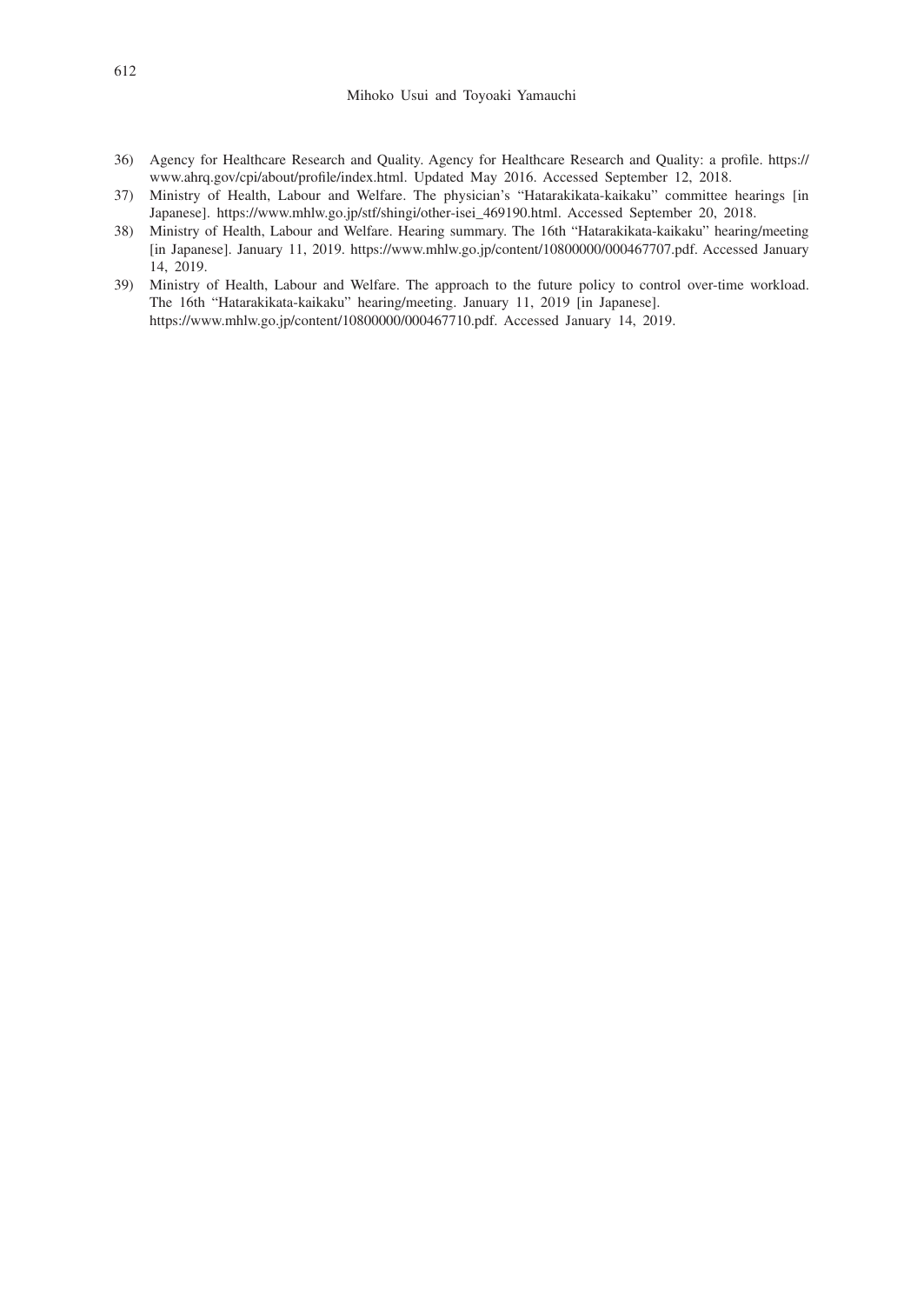36) Agency for Healthcare Research and Quality. Agency for Healthcare Research and Quality: a profile. https://www.ahrq.gov/cpi/about/profile/index.html. Updated May 2016. Accessed September 12, 2018.
37) Ministry of Health, Labour and Welfare. The physician's "Hatarakikata-kaikaku" committee hearings [in Japanese]. https://www.mhlw.go.jp/stf/shingi/other-isei_469190.html. Accessed September 20, 2018.
38) Ministry of Health, Labour and Welfare. Hearing summary. The 16th "Hatarakikata-kaikaku" hearing/meeting [in Japanese]. January 11, 2019. https://www.mhlw.go.jp/content/10800000/000467707.pdf. Accessed January 14, 2019.
39) Ministry of Health, Labour and Welfare. The approach to the future policy to control over-time workload. The 16th "Hatarakikata-kaikaku" hearing/meeting. January 11, 2019 [in Japanese]. https://www.mhlw.go.jp/content/10800000/000467710.pdf. Accessed January 14, 2019.